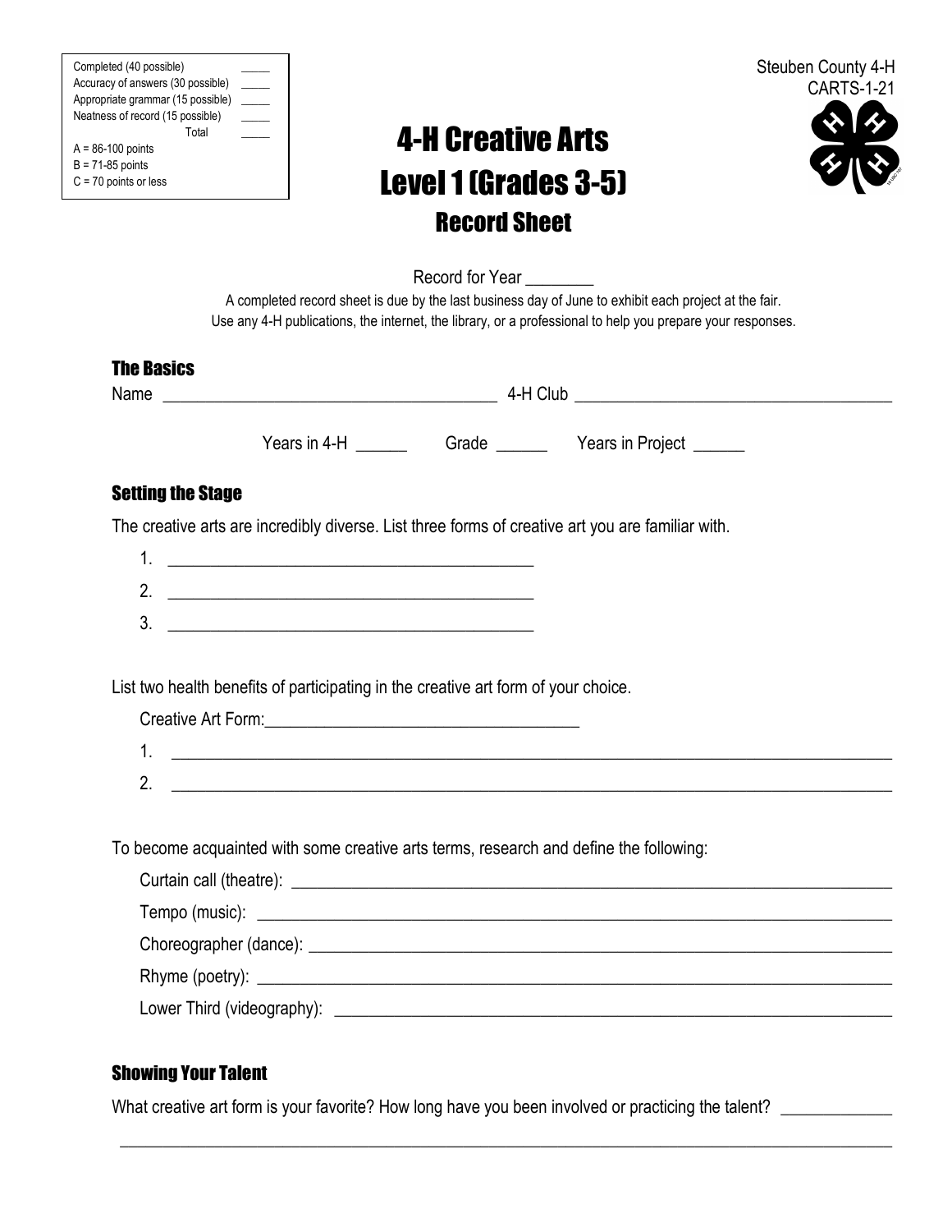| Completed (40 possible) | _____ |
|---|---|
| Accuracy of answers (30 possible) | _____ |
| Appropriate grammar (15 possible) | _____ |
| Neatness of record (15 possible) | _____ |
| Total | _____ |

A = 86-100 points
B = 71-85 points
C = 70 points or less

Steuben County 4-H
CARTS-1-21

# 4-H Creative Arts
# Level 1 (Grades 3-5)
## Record Sheet

Record for Year ________

A completed record sheet is due by the last business day of June to exhibit each project at the fair.
Use any 4-H publications, the internet, the library, or a professional to help you prepare your responses.

### The Basics

Name ______________________________________ 4-H Club ____________________________________

Years in 4-H ______ Grade ______ Years in Project ______

### Setting the Stage

The creative arts are incredibly diverse. List three forms of creative art you are familiar with.

1. ________________________________________
2. ________________________________________
3. ________________________________________

List two health benefits of participating in the creative art form of your choice.

Creative Art Form:___________________________________

1. ______________________________________________________________________________
2. ______________________________________________________________________________

To become acquainted with some creative arts terms, research and define the following:

Curtain call (theatre): ______________________________________________________________

Tempo (music): ____________________________________________________________________

Choreographer (dance): ______________________________________________________________

Rhyme (poetry): ____________________________________________________________________

Lower Third (videography): __________________________________________________________

### Showing Your Talent

What creative art form is your favorite? How long have you been involved or practicing the talent? ____________

______________________________________________________________________________________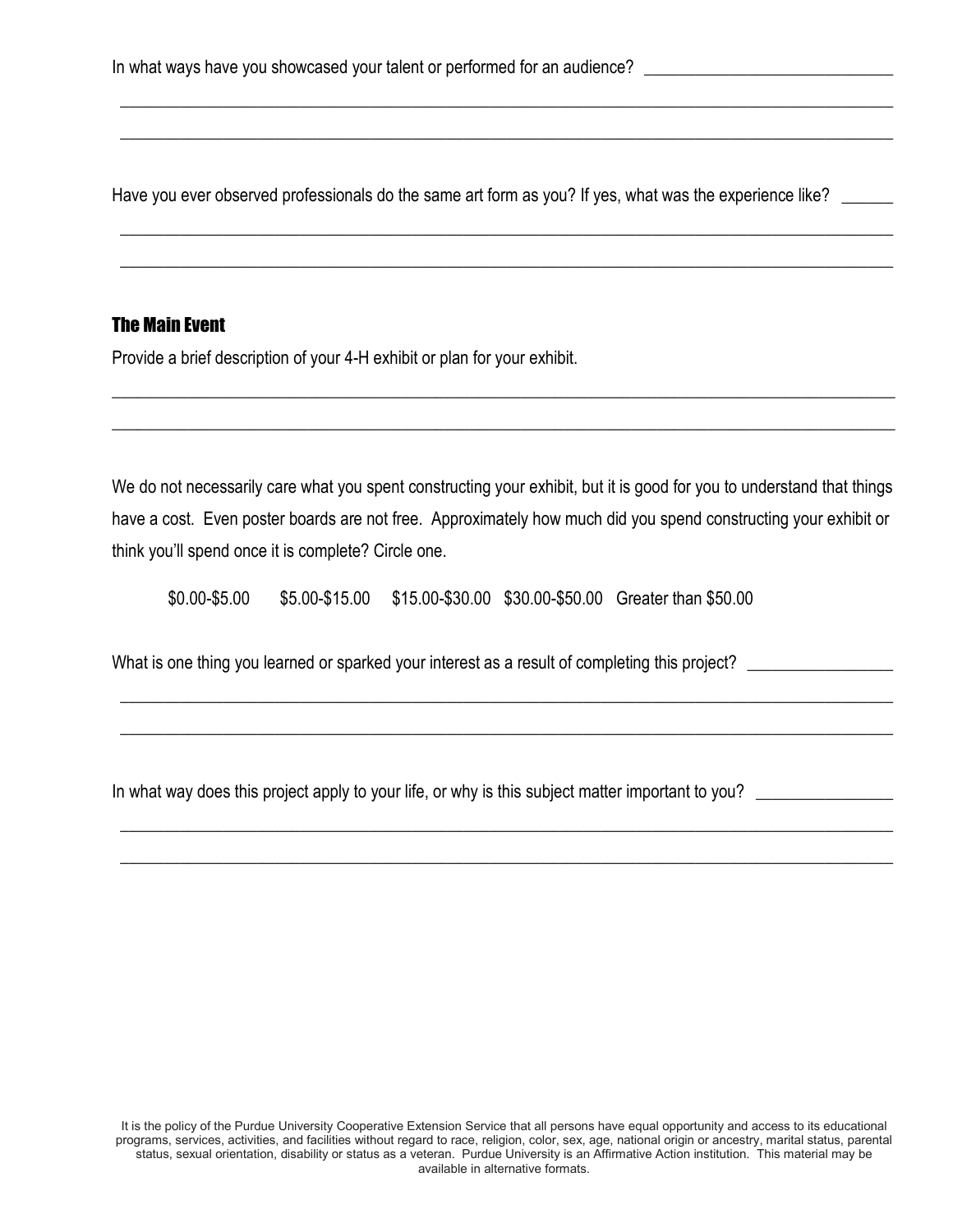In what ways have you showcased your talent or performed for an audience? ____________________________

______________________________________________________________________________________________

______________________________________________________________________________________________

Have you ever observed professionals do the same art form as you? If yes, what was the experience like? ______

______________________________________________________________________________________________

______________________________________________________________________________________________

### The Main Event

Provide a brief description of your 4-H exhibit or plan for your exhibit.

______________________________________________________________________________________________

______________________________________________________________________________________________

We do not necessarily care what you spent constructing your exhibit, but it is good for you to understand that things have a cost. Even poster boards are not free. Approximately how much did you spend constructing your exhibit or think you'll spend once it is complete? Circle one.

$0.00-$5.00    $5.00-$15.00    $15.00-$30.00    $30.00-$50.00    Greater than $50.00

What is one thing you learned or sparked your interest as a result of completing this project? _________________

______________________________________________________________________________________________

______________________________________________________________________________________________

In what way does this project apply to your life, or why is this subject matter important to you? ________________

______________________________________________________________________________________________

______________________________________________________________________________________________

It is the policy of the Purdue University Cooperative Extension Service that all persons have equal opportunity and access to its educational programs, services, activities, and facilities without regard to race, religion, color, sex, age, national origin or ancestry, marital status, parental status, sexual orientation, disability or status as a veteran. Purdue University is an Affirmative Action institution. This material may be available in alternative formats.